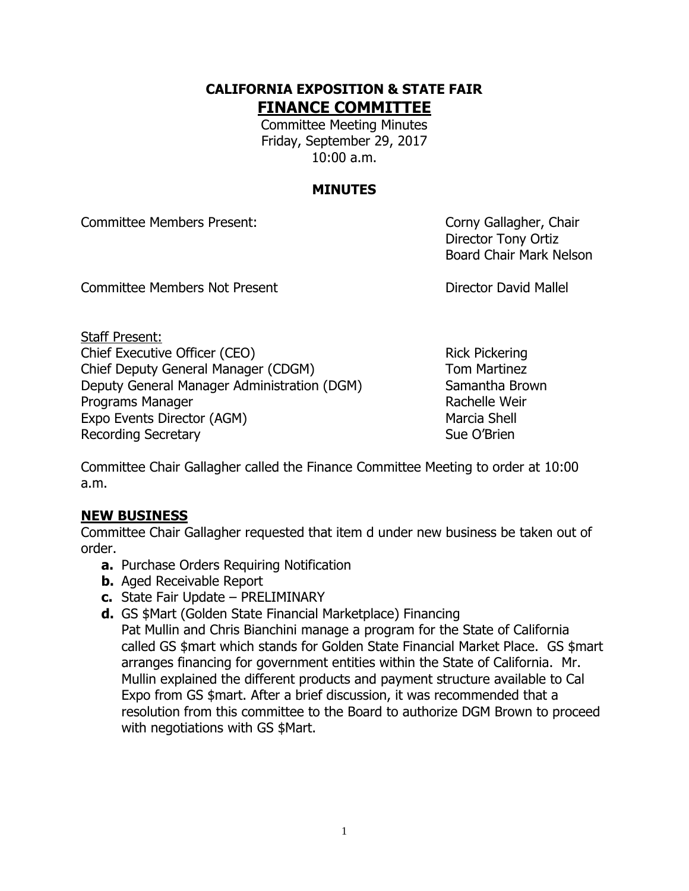# CALIFORNIA EXPOSITION & STATE FAIR
## FINANCE COMMITTEE

Committee Meeting Minutes
Friday, September 29, 2017
10:00 a.m.

### MINUTES

| | |
|---|---|
| Committee Members Present: | Corny Gallagher, Chair<br>Director Tony Ortiz<br>Board Chair Mark Nelson |
| Committee Members Not Present | Director David Mallel |

Staff Present:

| | |
|---|---|
| Chief Executive Officer (CEO) | Rick Pickering |
| Chief Deputy General Manager (CDGM) | Tom Martinez |
| Deputy General Manager Administration (DGM) | Samantha Brown |
| Programs Manager | Rachelle Weir |
| Expo Events Director (AGM) | Marcia Shell |
| Recording Secretary | Sue O'Brien |

Committee Chair Gallagher called the Finance Committee Meeting to order at 10:00 a.m.

**NEW BUSINESS**

Committee Chair Gallagher requested that item d under new business be taken out of order.

- **a.** Purchase Orders Requiring Notification
- **b.** Aged Receivable Report
- **c.** State Fair Update – PRELIMINARY
- **d.** GS $Mart (Golden State Financial Marketplace) Financing
  Pat Mullin and Chris Bianchini manage a program for the State of California called GS $mart which stands for Golden State Financial Market Place. GS $mart arranges financing for government entities within the State of California. Mr. Mullin explained the different products and payment structure available to Cal Expo from GS $mart. After a brief discussion, it was recommended that a resolution from this committee to the Board to authorize DGM Brown to proceed with negotiations with GS $Mart.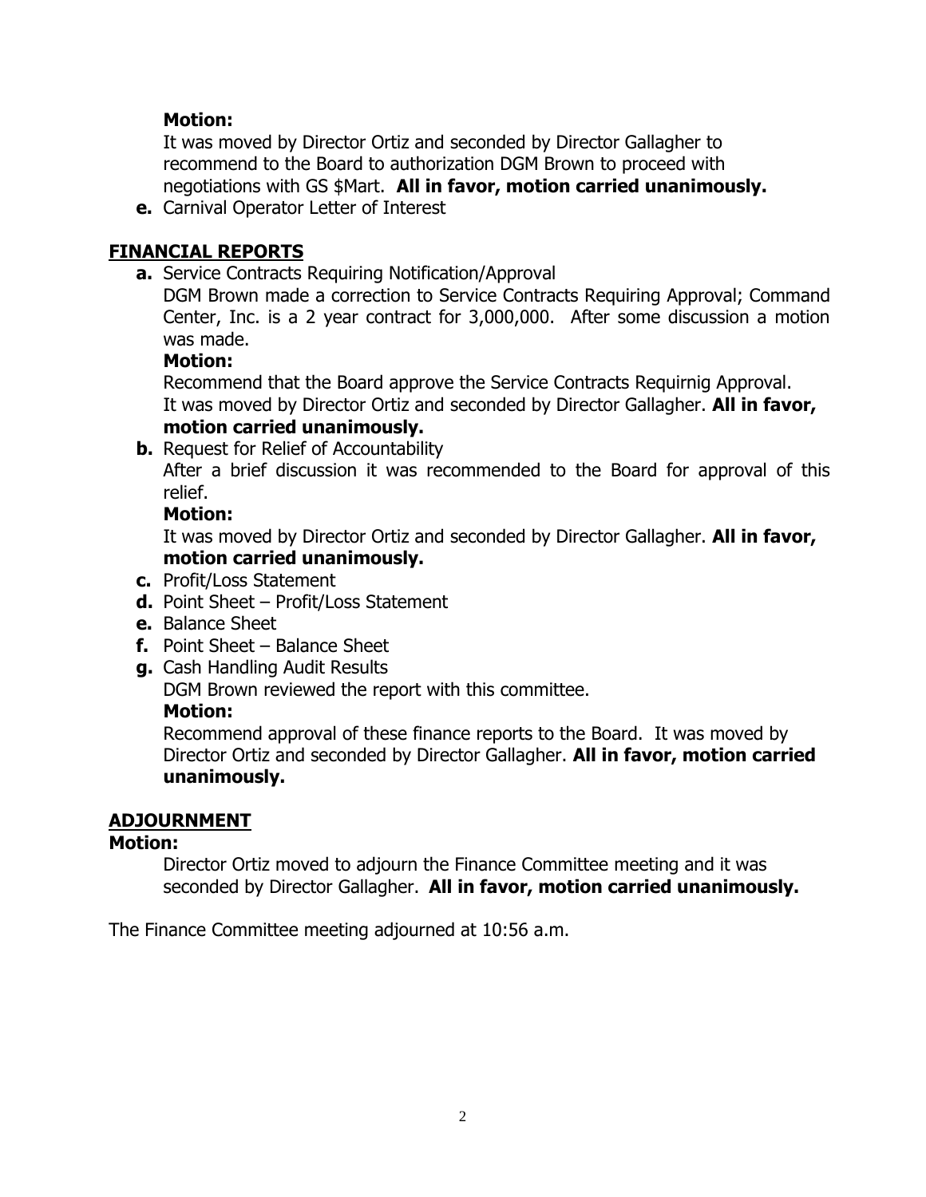**Motion:**

It was moved by Director Ortiz and seconded by Director Gallagher to recommend to the Board to authorization DGM Brown to proceed with negotiations with GS $Mart. **All in favor, motion carried unanimously.**

**e.** Carnival Operator Letter of Interest

## FINANCIAL REPORTS

**a.** Service Contracts Requiring Notification/Approval

DGM Brown made a correction to Service Contracts Requiring Approval; Command Center, Inc. is a 2 year contract for 3,000,000. After some discussion a motion was made.

**Motion:**

Recommend that the Board approve the Service Contracts Requirnig Approval. It was moved by Director Ortiz and seconded by Director Gallagher. **All in favor, motion carried unanimously.**

**b.** Request for Relief of Accountability

After a brief discussion it was recommended to the Board for approval of this relief.

**Motion:**

It was moved by Director Ortiz and seconded by Director Gallagher. **All in favor, motion carried unanimously.**

**c.** Profit/Loss Statement

**d.** Point Sheet – Profit/Loss Statement

**e.** Balance Sheet

**f.** Point Sheet – Balance Sheet

**g.** Cash Handling Audit Results

DGM Brown reviewed the report with this committee.

**Motion:**

Recommend approval of these finance reports to the Board. It was moved by Director Ortiz and seconded by Director Gallagher. **All in favor, motion carried unanimously.**

## ADJOURNMENT

**Motion:**

Director Ortiz moved to adjourn the Finance Committee meeting and it was seconded by Director Gallagher. **All in favor, motion carried unanimously.**

The Finance Committee meeting adjourned at 10:56 a.m.